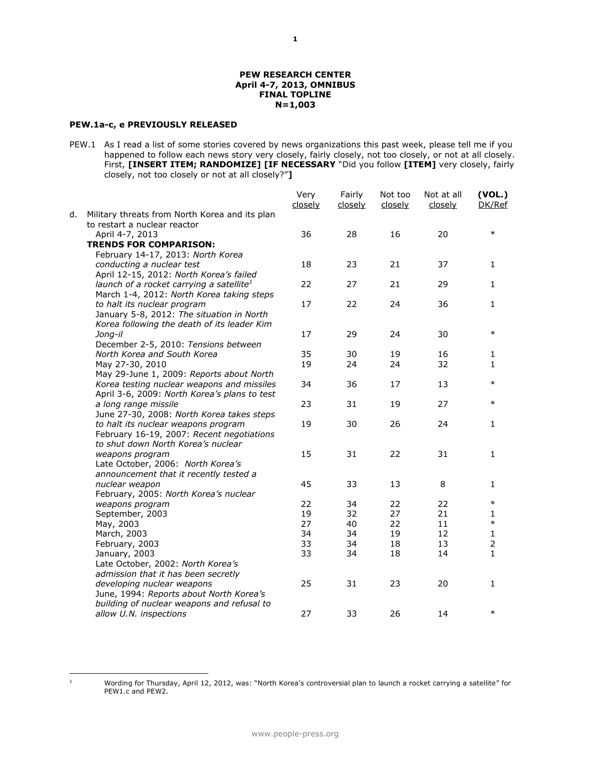**PEW RESEARCH CENTER**
**April 4-7, 2013, OMNIBUS**
**FINAL TOPLINE**
**N=1,003**

**PEW.1a-c, e PREVIOUSLY RELEASED**

PEW.1 As I read a list of some stories covered by news organizations this past week, please tell me if you happened to follow each news story very closely, fairly closely, not too closely, or not at all closely. First, **[INSERT ITEM; RANDOMIZE] [IF NECESSARY** "Did you follow **[ITEM]** very closely, fairly closely, not too closely or not at all closely?"**]**

| | Very closely | Fairly closely | Not too closely | Not at all closely | **(VOL.)** DK/Ref |
|---|---|---|---|---|---|
| d. Military threats from North Korea and its plan to restart a nuclear reactor | | | | | |
| April 4-7, 2013 | 36 | 28 | 16 | 20 | * |
| **TRENDS FOR COMPARISON:** | | | | | |
| February 14-17, 2013: *North Korea conducting a nuclear test* | 18 | 23 | 21 | 37 | 1 |
| April 12-15, 2012: *North Korea's failed launch of a rocket carrying a satellite*[1] | 22 | 27 | 21 | 29 | 1 |
| March 1-4, 2012: *North Korea taking steps to halt its nuclear program* | 17 | 22 | 24 | 36 | 1 |
| January 5-8, 2012: *The situation in North Korea following the death of its leader Kim Jong-il* | 17 | 29 | 24 | 30 | * |
| December 2-5, 2010: *Tensions between North Korea and South Korea* | 35 | 30 | 19 | 16 | 1 |
| May 27-30, 2010 | 19 | 24 | 24 | 32 | 1 |
| May 29-June 1, 2009: *Reports about North Korea testing nuclear weapons and missiles* | 34 | 36 | 17 | 13 | * |
| April 3-6, 2009: *North Korea's plans to test a long range missile* | 23 | 31 | 19 | 27 | * |
| June 27-30, 2008: *North Korea takes steps to halt its nuclear weapons program* | 19 | 30 | 26 | 24 | 1 |
| February 16-19, 2007: *Recent negotiations to shut down North Korea's nuclear weapons program* | 15 | 31 | 22 | 31 | 1 |
| Late October, 2006: *North Korea's announcement that it recently tested a nuclear weapon* | 45 | 33 | 13 | 8 | 1 |
| February, 2005: *North Korea's nuclear weapons program* | 22 | 34 | 22 | 22 | * |
| September, 2003 | 19 | 32 | 27 | 21 | 1 |
| May, 2003 | 27 | 40 | 22 | 11 | * |
| March, 2003 | 34 | 34 | 19 | 12 | 1 |
| February, 2003 | 33 | 34 | 18 | 13 | 2 |
| January, 2003 | 33 | 34 | 18 | 14 | 1 |
| Late October, 2002: *North Korea's admission that it has been secretly developing nuclear weapons* | 25 | 31 | 23 | 20 | 1 |
| June, 1994: *Reports about North Korea's building of nuclear weapons and refusal to allow U.N. inspections* | 27 | 33 | 26 | 14 | * |

[1] Wording for Thursday, April 12, 2012, was: "North Korea's controversial plan to launch a rocket carrying a satellite" for PEW1.c and PEW2.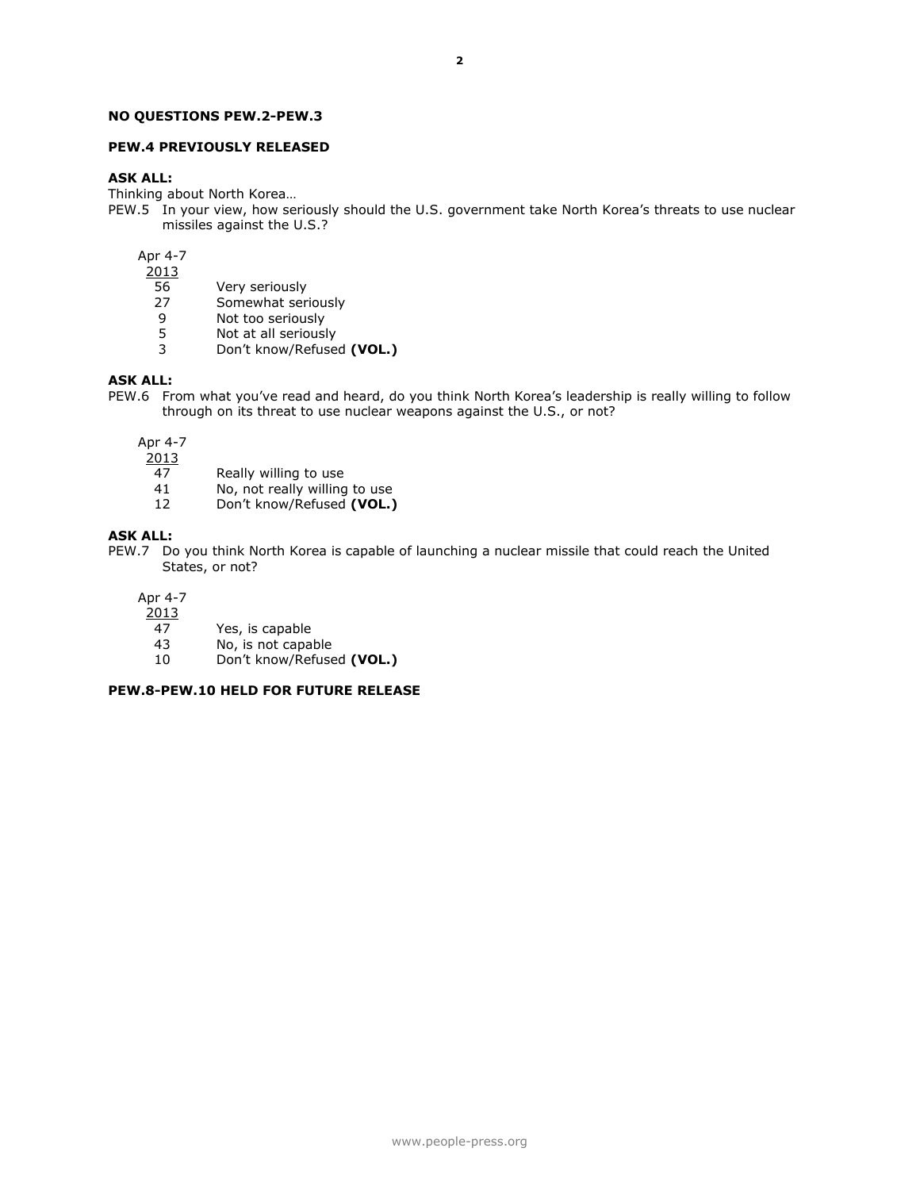**NO QUESTIONS PEW.2-PEW.3**

**PEW.4 PREVIOUSLY RELEASED**

**ASK ALL:**
Thinking about North Korea…

PEW.5 In your view, how seriously should the U.S. government take North Korea's threats to use nuclear missiles against the U.S.?

| Apr 4-7 2013 | |
|---|---|
| 56 | Very seriously |
| 27 | Somewhat seriously |
| 9 | Not too seriously |
| 5 | Not at all seriously |
| 3 | Don't know/Refused **(VOL.)** |

**ASK ALL:**

PEW.6 From what you've read and heard, do you think North Korea's leadership is really willing to follow through on its threat to use nuclear weapons against the U.S., or not?

| Apr 4-7 2013 | |
|---|---|
| 47 | Really willing to use |
| 41 | No, not really willing to use |
| 12 | Don't know/Refused **(VOL.)** |

**ASK ALL:**

PEW.7 Do you think North Korea is capable of launching a nuclear missile that could reach the United States, or not?

| Apr 4-7 2013 | |
|---|---|
| 47 | Yes, is capable |
| 43 | No, is not capable |
| 10 | Don't know/Refused **(VOL.)** |

**PEW.8-PEW.10 HELD FOR FUTURE RELEASE**